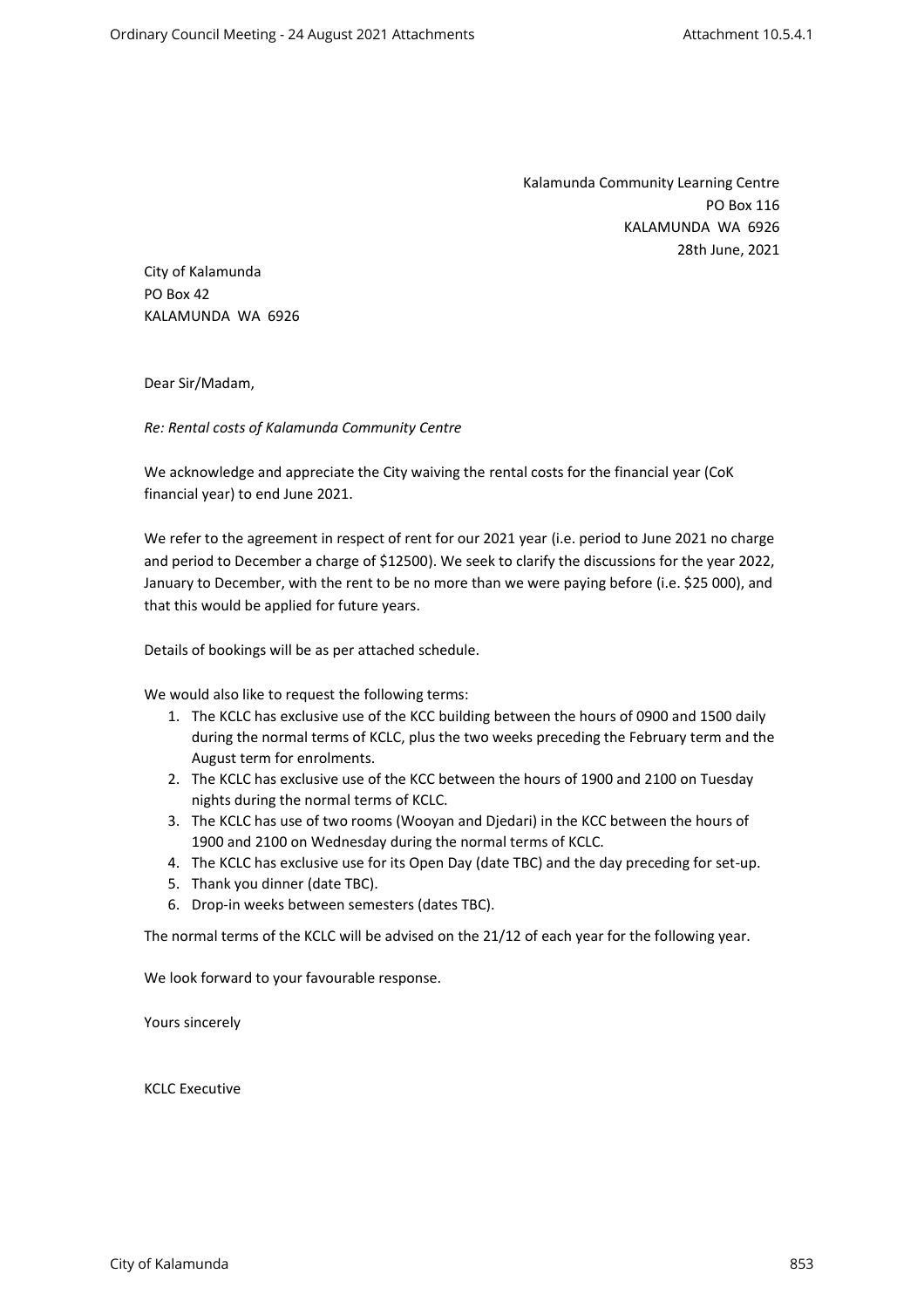Kalamunda Community Learning Centre
PO Box 116
KALAMUNDA WA 6926
28th June, 2021

City of Kalamunda
PO Box 42
KALAMUNDA WA 6926

Dear Sir/Madam,

*Re: Rental costs of Kalamunda Community Centre*

We acknowledge and appreciate the City waiving the rental costs for the financial year (CoK financial year) to end June 2021.

We refer to the agreement in respect of rent for our 2021 year (i.e. period to June 2021 no charge and period to December a charge of $12500). We seek to clarify the discussions for the year 2022, January to December, with the rent to be no more than we were paying before (i.e. $25 000), and that this would be applied for future years.

Details of bookings will be as per attached schedule.

We would also like to request the following terms:

1. The KCLC has exclusive use of the KCC building between the hours of 0900 and 1500 daily during the normal terms of KCLC, plus the two weeks preceding the February term and the August term for enrolments.
2. The KCLC has exclusive use of the KCC between the hours of 1900 and 2100 on Tuesday nights during the normal terms of KCLC.
3. The KCLC has use of two rooms (Wooyan and Djedari) in the KCC between the hours of 1900 and 2100 on Wednesday during the normal terms of KCLC.
4. The KCLC has exclusive use for its Open Day (date TBC) and the day preceding for set-up.
5. Thank you dinner (date TBC).
6. Drop-in weeks between semesters (dates TBC).

The normal terms of the KCLC will be advised on the 21/12 of each year for the following year.

We look forward to your favourable response.

Yours sincerely

KCLC Executive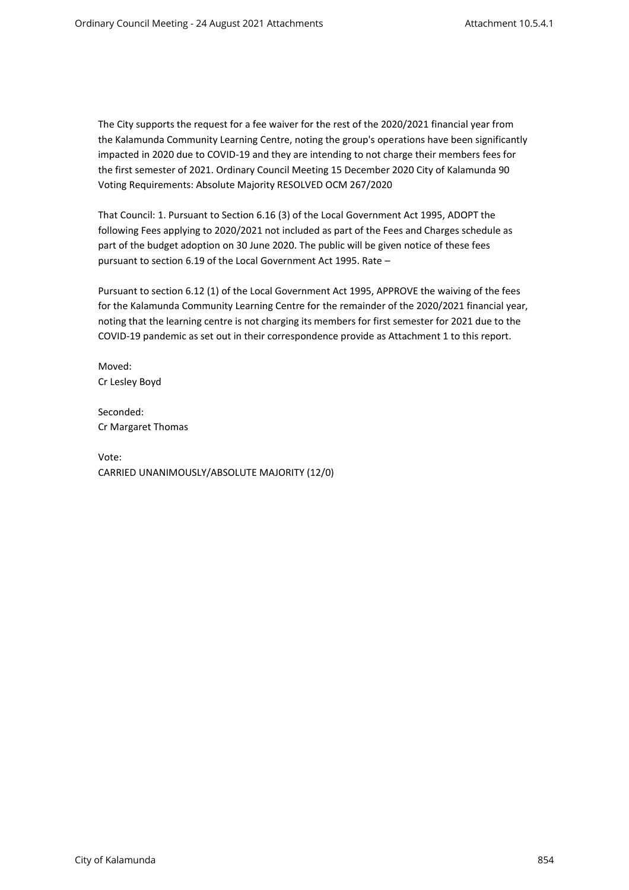The City supports the request for a fee waiver for the rest of the 2020/2021 financial year from the Kalamunda Community Learning Centre, noting the group's operations have been significantly impacted in 2020 due to COVID-19 and they are intending to not charge their members fees for the first semester of 2021. Ordinary Council Meeting 15 December 2020 City of Kalamunda 90 Voting Requirements: Absolute Majority RESOLVED OCM 267/2020

That Council: 1. Pursuant to Section 6.16 (3) of the Local Government Act 1995, ADOPT the following Fees applying to 2020/2021 not included as part of the Fees and Charges schedule as part of the budget adoption on 30 June 2020. The public will be given notice of these fees pursuant to section 6.19 of the Local Government Act 1995. Rate –

Pursuant to section 6.12 (1) of the Local Government Act 1995, APPROVE the waiving of the fees for the Kalamunda Community Learning Centre for the remainder of the 2020/2021 financial year, noting that the learning centre is not charging its members for first semester for 2021 due to the COVID-19 pandemic as set out in their correspondence provide as Attachment 1 to this report.

Moved:
Cr Lesley Boyd

Seconded:
Cr Margaret Thomas

Vote:
CARRIED UNANIMOUSLY/ABSOLUTE MAJORITY (12/0)